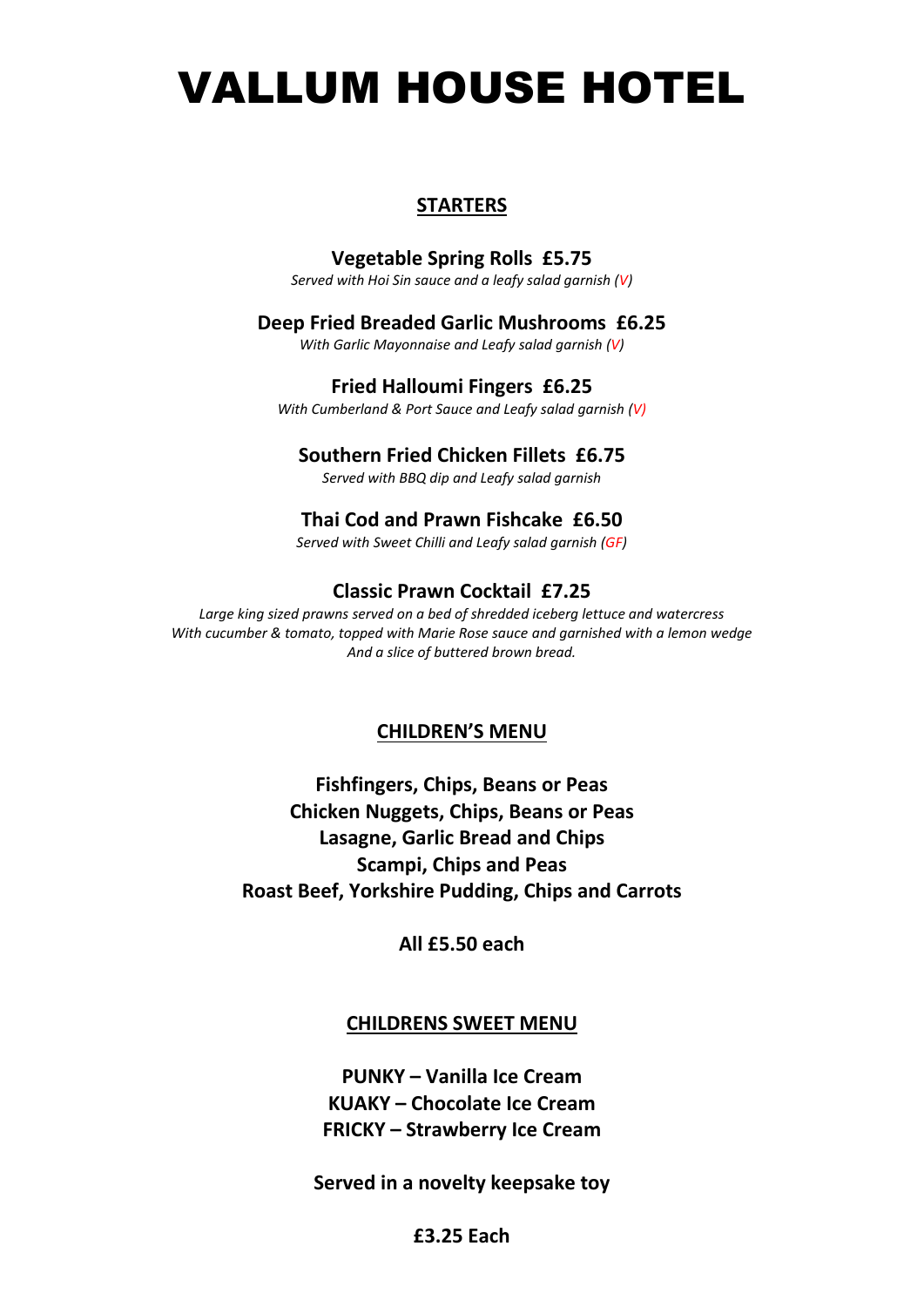# VALLUM HOUSE HOTEL

## STARTERS

**Vegetable Spring Rolls £5.75**
*Served with Hoi Sin sauce and a leafy salad garnish (V)*

**Deep Fried Breaded Garlic Mushrooms £6.25**
*With Garlic Mayonnaise and Leafy salad garnish (V)*

**Fried Halloumi Fingers £6.25**
*With Cumberland & Port Sauce and Leafy salad garnish (V)*

**Southern Fried Chicken Fillets £6.75**
*Served with BBQ dip and Leafy salad garnish*

**Thai Cod and Prawn Fishcake £6.50**
*Served with Sweet Chilli and Leafy salad garnish (GF)*

**Classic Prawn Cocktail £7.25**
*Large king sized prawns served on a bed of shredded iceberg lettuce and watercress*
*With cucumber & tomato, topped with Marie Rose sauce and garnished with a lemon wedge*
*And a slice of buttered brown bread.*

## CHILDREN'S MENU

**Fishfingers, Chips, Beans or Peas**
**Chicken Nuggets, Chips, Beans or Peas**
**Lasagne, Garlic Bread and Chips**
**Scampi, Chips and Peas**
**Roast Beef, Yorkshire Pudding, Chips and Carrots**

**All £5.50 each**

## CHILDRENS SWEET MENU

**PUNKY – Vanilla Ice Cream**
**KUAKY – Chocolate Ice Cream**
**FRICKY – Strawberry Ice Cream**

**Served in a novelty keepsake toy**

**£3.25 Each**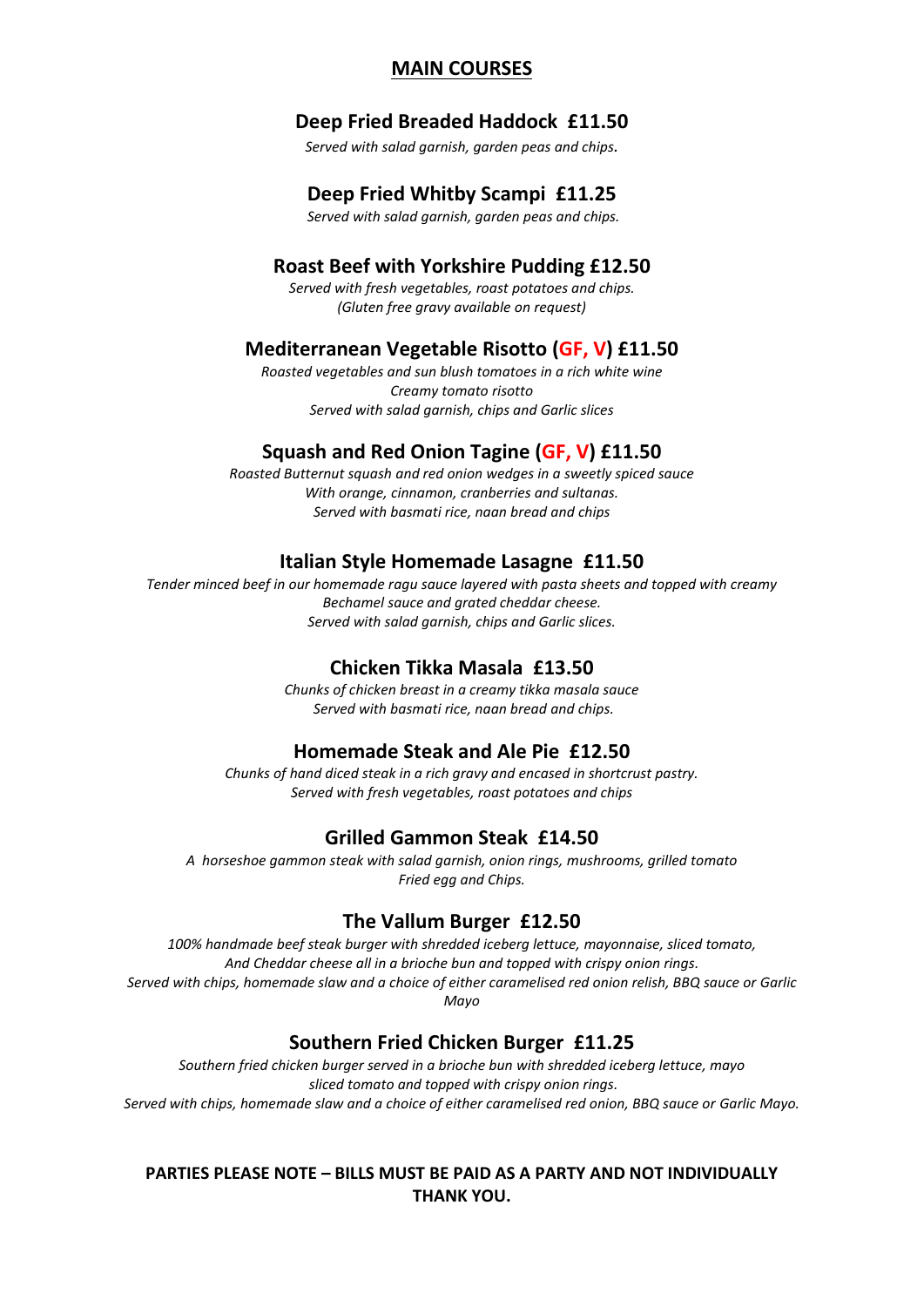# MAIN COURSES

## Deep Fried Breaded Haddock £11.50

*Served with salad garnish, garden peas and chips.*

## Deep Fried Whitby Scampi £11.25

*Served with salad garnish, garden peas and chips.*

## Roast Beef with Yorkshire Pudding £12.50

*Served with fresh vegetables, roast potatoes and chips.*
*(Gluten free gravy available on request)*

## Mediterranean Vegetable Risotto (GF, V) £11.50

*Roasted vegetables and sun blush tomatoes in a rich white wine*
*Creamy tomato risotto*
*Served with salad garnish, chips and Garlic slices*

## Squash and Red Onion Tagine (GF, V) £11.50

*Roasted Butternut squash and red onion wedges in a sweetly spiced sauce*
*With orange, cinnamon, cranberries and sultanas.*
*Served with basmati rice, naan bread and chips*

## Italian Style Homemade Lasagne £11.50

*Tender minced beef in our homemade ragu sauce layered with pasta sheets and topped with creamy Bechamel sauce and grated cheddar cheese.*
*Served with salad garnish, chips and Garlic slices.*

## Chicken Tikka Masala £13.50

*Chunks of chicken breast in a creamy tikka masala sauce*
*Served with basmati rice, naan bread and chips.*

## Homemade Steak and Ale Pie £12.50

*Chunks of hand diced steak in a rich gravy and encased in shortcrust pastry.*
*Served with fresh vegetables, roast potatoes and chips*

## Grilled Gammon Steak £14.50

*A horseshoe gammon steak with salad garnish, onion rings, mushrooms, grilled tomato*
*Fried egg and Chips.*

## The Vallum Burger £12.50

*100% handmade beef steak burger with shredded iceberg lettuce, mayonnaise, sliced tomato,*
*And Cheddar cheese all in a brioche bun and topped with crispy onion rings.*
*Served with chips, homemade slaw and a choice of either caramelised red onion relish, BBQ sauce or Garlic Mayo*

## Southern Fried Chicken Burger £11.25

*Southern fried chicken burger served in a brioche bun with shredded iceberg lettuce, mayo*
*sliced tomato and topped with crispy onion rings.*
*Served with chips, homemade slaw and a choice of either caramelised red onion, BBQ sauce or Garlic Mayo.*

**PARTIES PLEASE NOTE – BILLS MUST BE PAID AS A PARTY AND NOT INDIVIDUALLY THANK YOU.**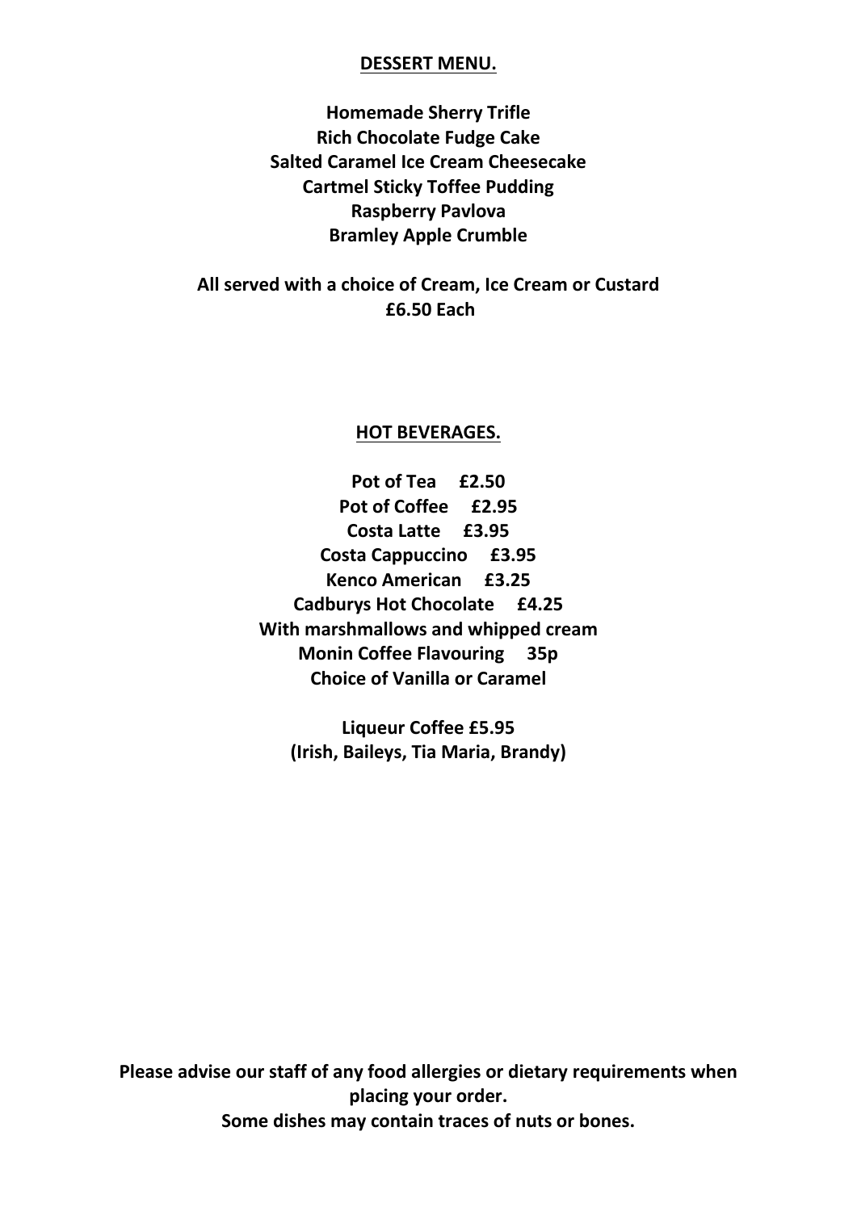## DESSERT MENU.

**Homemade Sherry Trifle**
**Rich Chocolate Fudge Cake**
**Salted Caramel Ice Cream Cheesecake**
**Cartmel Sticky Toffee Pudding**
**Raspberry Pavlova**
**Bramley Apple Crumble**

**All served with a choice of Cream, Ice Cream or Custard**
**£6.50 Each**

## HOT BEVERAGES.

**Pot of Tea £2.50**
**Pot of Coffee £2.95**
**Costa Latte £3.95**
**Costa Cappuccino £3.95**
**Kenco American £3.25**
**Cadburys Hot Chocolate £4.25**
**With marshmallows and whipped cream**
**Monin Coffee Flavouring 35p**
**Choice of Vanilla or Caramel**

**Liqueur Coffee £5.95**
**(Irish, Baileys, Tia Maria, Brandy)**

**Please advise our staff of any food allergies or dietary requirements when placing your order.**
**Some dishes may contain traces of nuts or bones.**